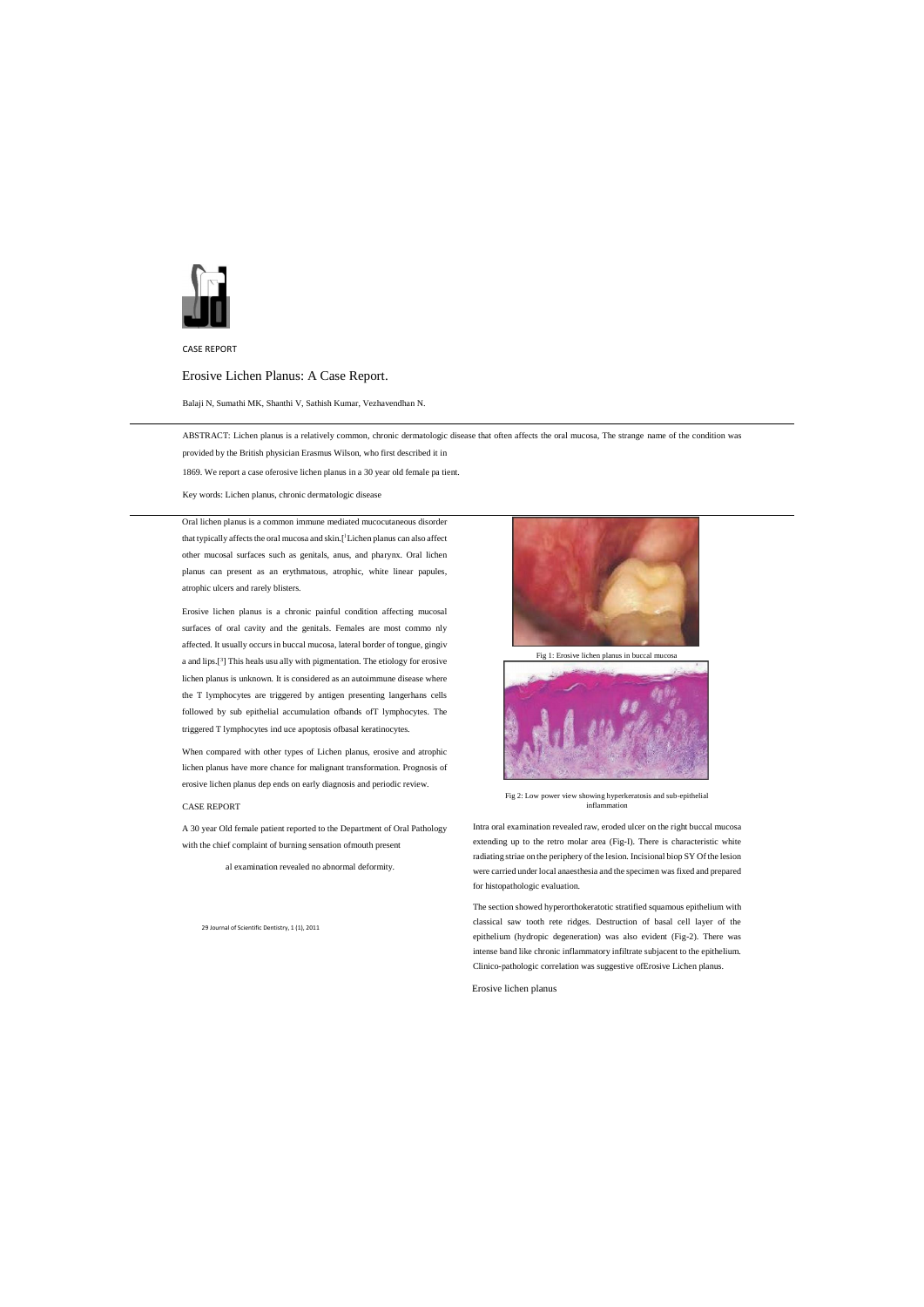CASE REPORT

# Erosive Lichen Planus: A Case Report.

Balaji N, Sumathi MK, Shanthi V, Sathish Kumar, Vezhavendhan N.

ABSTRACT: Lichen planus is a relatively common, chronic dermatologic disease that often affects the oral mucosa, The strange name of the condition was provided by the British physician Erasmus Wilson, who first described it in 1869. We report a case oferosive lichen planus in a 30 year old female pa tient.

Key words: Lichen planus, chronic dermatologic disease

Oral lichen planus is a common immune mediated mucocutaneous disorder that typically affects the oral mucosa and skin.[1] Lichen planus can also affect other mucosal surfaces such as genitals, anus, and pharynx. Oral lichen planus can present as an erythmatous, atrophic, white linear papules, atrophic ulcers and rarely blisters.

Erosive lichen planus is a chronic painful condition affecting mucosal surfaces of oral cavity and the genitals. Females are most commo nly affected. It usually occurs in buccal mucosa, lateral border of tongue, gingiv a and lips.[2] This heals usu ally with pigmentation. The etiology for erosive lichen planus is unknown. It is considered as an autoimmune disease where the T lymphocytes are triggered by antigen presenting langerhans cells followed by sub epithelial accumulation ofbands ofT lymphocytes. The triggered T lymphocytes ind uce apoptosis ofbasal keratinocytes.

When compared with other types of Lichen planus, erosive and atrophic lichen planus have more chance for malignant transformation. Prognosis of erosive lichen planus dep ends on early diagnosis and periodic review.

## CASE REPORT

A 30 year Old female patient reported to the Department of Oral Pathology with the chief complaint of burning sensation ofmouth present

al examination revealed no abnormal deformity.

Fig 1: Erosive lichen planus in buccal mucosa

Fig 2: Low power view showing hyperkeratosis and sub-epithelial inflammation

Intra oral examination revealed raw, eroded ulcer on the right buccal mucosa extending up to the retro molar area (Fig-I). There is characteristic white radiating striae on the periphery of the lesion. Incisional biop SY Of the lesion were carried under local anaesthesia and the specimen was fixed and prepared for histopathologic evaluation.

The section showed hyperorthokeratotic stratified squamous epithelium with classical saw tooth rete ridges. Destruction of basal cell layer of the epithelium (hydropic degeneration) was also evident (Fig-2). There was intense band like chronic inflammatory infiltrate subjacent to the epithelium. Clinico-pathologic correlation was suggestive ofErosive Lichen planus.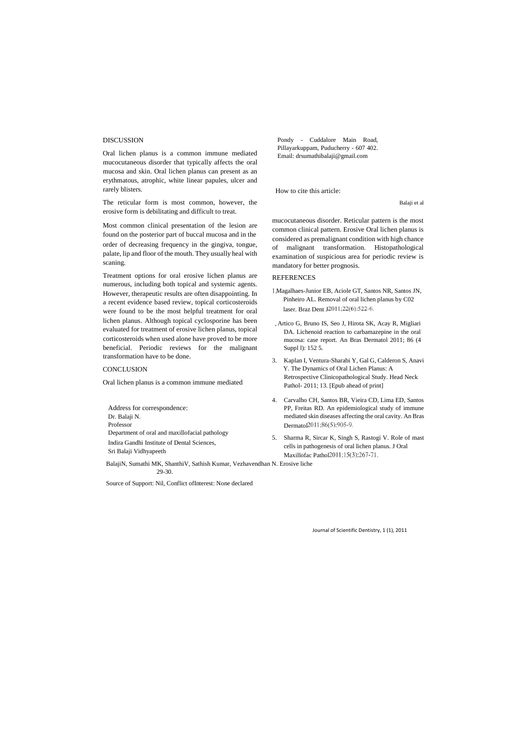## DISCUSSION

Oral lichen planus is a common immune mediated mucocutaneous disorder that typically affects the oral mucosa and skin. Oral lichen planus can present as an erythmatous, atrophic, white linear papules, ulcer and rarely blisters.

The reticular form is most common, however, the erosive form is debilitating and difficult to treat.

Most common clinical presentation of the lesion are found on the posterior part of buccal mucosa and in the order of decreasing frequency in the gingiva, tongue, palate, lip and floor of the mouth. They usually heal with scaning.

Treatment options for oral erosive lichen planus are numerous, including both topical and systemic agents. However, therapeutic results are often disappointing. In a recent evidence based review, topical corticosteroids were found to be the most helpful treatment for oral lichen planus. Although topical cyclosporine has been evaluated for treatment of erosive lichen planus, topical corticosteroids when used alone have proved to be more beneficial. Periodic reviews for the malignant transformation have to be done.

## CONCLUSION

Oral lichen planus is a common immune mediated mucocutaneous disorder. Reticular pattern is the most common clinical pattern. Erosive Oral lichen planus is considered as premalignant condition with high chance of malignant transformation. Histopathological examination of suspicious area for periodic review is mandatory for better prognosis.

## REFERENCES

1. Magalhaes-Junior EB, Aciole GT, Santos NR, Santos JN, Pinheiro AL. Removal of oral lichen planus by C02 laser. Braz Dent J2011;22(6):522-6.
2. Artico G, Bruno IS, Seo J, Hirota SK, Acay R, Migliari DA. Lichenoid reaction to carbamazepine in the oral mucosa: case report. An Bras Dermatol 2011; 86 (4 Suppl l): 152 5.
3. Kaplan I, Ventura-Sharabi Y, Gal G, Calderon S, Anavi Y. The Dynamics of Oral Lichen Planus: A Retrospective Clinicopathological Study. Head Neck Pathol- 2011; 13. [Epub ahead of print]
4. Carvalho CH, Santos BR, Vieira CD, Lima ED, Santos PP, Freitas RD. An epidemiological study of immune mediated skin diseases affecting the oral cavity. An Bras Dermatol2011;86(5):905-9.
5. Sharma R, Sircar K, Singh S, Rastogi V. Role of mast cells in pathogenesis of oral lichen planus. J Oral Maxillofac Pathol2011;15(3):267-71.

Address for correspondence:
Dr. Balaji N.
Professor
Department of oral and maxillofacial pathology
Indira Gandhi Institute of Dental Sciences,
Sri Balaji Vidhyapeeth
Pondy - Cuddalore Main Road,
Pillayarkuppam, Puducherry - 607 402.
Email: drsumathibalaji@gmail.com

How to cite this article:

BalajiN, Sumathi MK, ShanthiV, Sathish Kumar, Vezhavendhan N. Erosive liche 29-30.

Source of Support: Nil, Conflict ofInterest: None declared